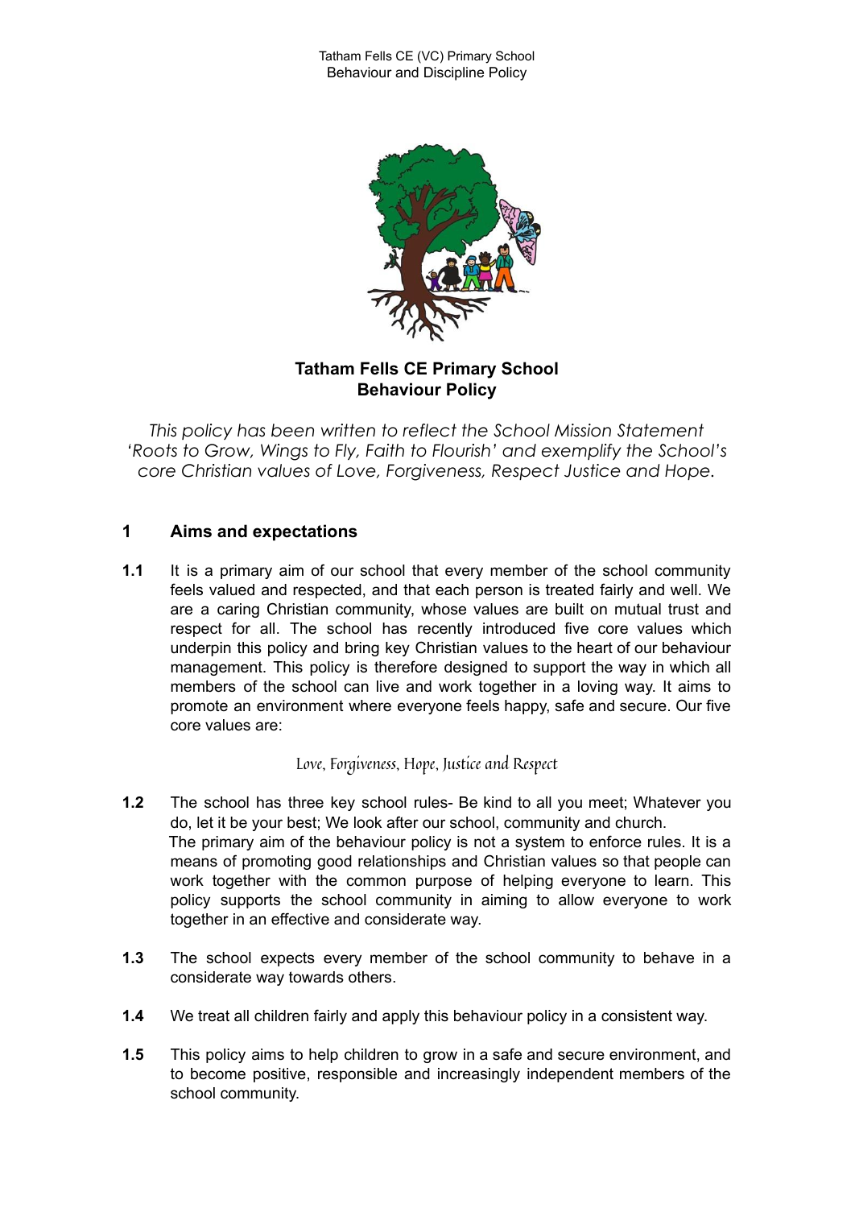**Tatham Fells CE Primary School**
**Behaviour Policy**

*This policy has been written to reflect the School Mission Statement 'Roots to Grow, Wings to Fly, Faith to Flourish' and exemplify the School's core Christian values of Love, Forgiveness, Respect Justice and Hope.*

## 1 Aims and expectations

**1.1** It is a primary aim of our school that every member of the school community feels valued and respected, and that each person is treated fairly and well. We are a caring Christian community, whose values are built on mutual trust and respect for all. The school has recently introduced five core values which underpin this policy and bring key Christian values to the heart of our behaviour management. This policy is therefore designed to support the way in which all members of the school can live and work together in a loving way. It aims to promote an environment where everyone feels happy, safe and secure. Our five core values are:

Love, Forgiveness, Hope, Justice and Respect

**1.2** The school has three key school rules- Be kind to all you meet; Whatever you do, let it be your best; We look after our school, community and church.
The primary aim of the behaviour policy is not a system to enforce rules. It is a means of promoting good relationships and Christian values so that people can work together with the common purpose of helping everyone to learn. This policy supports the school community in aiming to allow everyone to work together in an effective and considerate way.

**1.3** The school expects every member of the school community to behave in a considerate way towards others.

**1.4** We treat all children fairly and apply this behaviour policy in a consistent way.

**1.5** This policy aims to help children to grow in a safe and secure environment, and to become positive, responsible and increasingly independent members of the school community.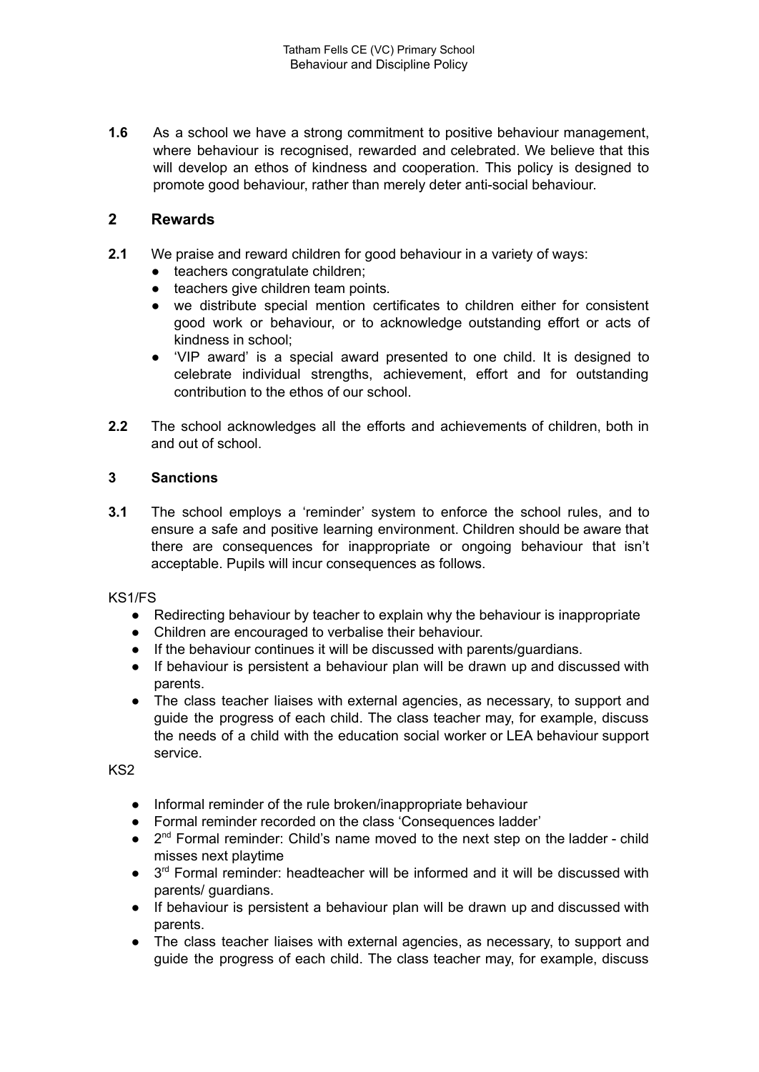**1.6** As a school we have a strong commitment to positive behaviour management, where behaviour is recognised, rewarded and celebrated. We believe that this will develop an ethos of kindness and cooperation. This policy is designed to promote good behaviour, rather than merely deter anti-social behaviour.

## 2 Rewards

**2.1** We praise and reward children for good behaviour in a variety of ways:

- teachers congratulate children;
- teachers give children team points.
- we distribute special mention certificates to children either for consistent good work or behaviour, or to acknowledge outstanding effort or acts of kindness in school;
- 'VIP award' is a special award presented to one child. It is designed to celebrate individual strengths, achievement, effort and for outstanding contribution to the ethos of our school.

**2.2** The school acknowledges all the efforts and achievements of children, both in and out of school.

### 3 Sanctions

**3.1** The school employs a 'reminder' system to enforce the school rules, and to ensure a safe and positive learning environment. Children should be aware that there are consequences for inappropriate or ongoing behaviour that isn't acceptable. Pupils will incur consequences as follows.

KS1/FS

- Redirecting behaviour by teacher to explain why the behaviour is inappropriate
- Children are encouraged to verbalise their behaviour.
- If the behaviour continues it will be discussed with parents/guardians.
- If behaviour is persistent a behaviour plan will be drawn up and discussed with parents.
- The class teacher liaises with external agencies, as necessary, to support and guide the progress of each child. The class teacher may, for example, discuss the needs of a child with the education social worker or LEA behaviour support service.

KS2

- Informal reminder of the rule broken/inappropriate behaviour
- Formal reminder recorded on the class 'Consequences ladder'
- 2nd Formal reminder: Child's name moved to the next step on the ladder - child misses next playtime
- 3rd Formal reminder: headteacher will be informed and it will be discussed with parents/ guardians.
- If behaviour is persistent a behaviour plan will be drawn up and discussed with parents.
- The class teacher liaises with external agencies, as necessary, to support and guide the progress of each child. The class teacher may, for example, discuss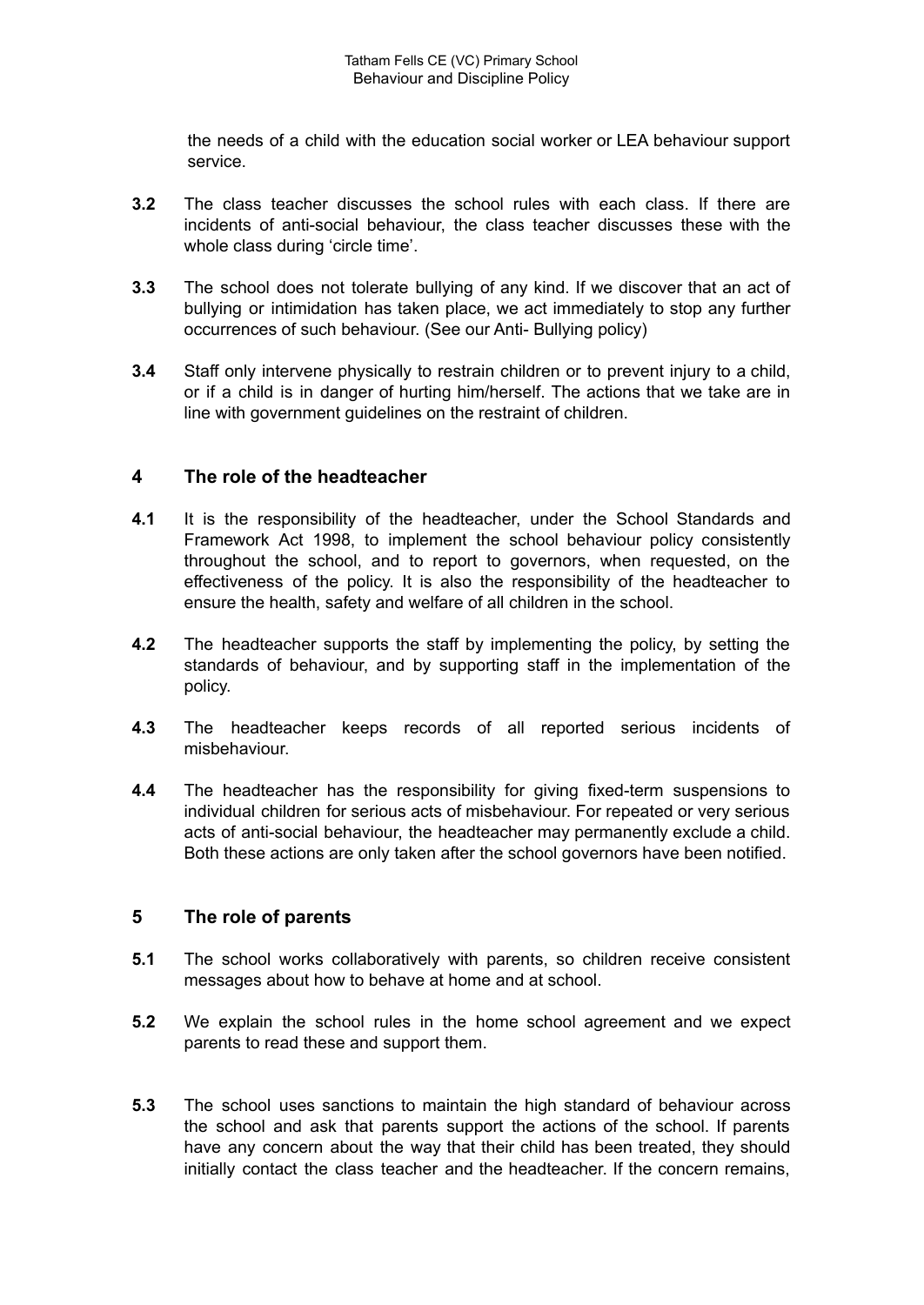the needs of a child with the education social worker or LEA behaviour support service.

**3.2** The class teacher discusses the school rules with each class. If there are incidents of anti-social behaviour, the class teacher discusses these with the whole class during 'circle time'.

**3.3** The school does not tolerate bullying of any kind. If we discover that an act of bullying or intimidation has taken place, we act immediately to stop any further occurrences of such behaviour. (See our Anti- Bullying policy)

**3.4** Staff only intervene physically to restrain children or to prevent injury to a child, or if a child is in danger of hurting him/herself. The actions that we take are in line with government guidelines on the restraint of children.

## 4 The role of the headteacher

**4.1** It is the responsibility of the headteacher, under the School Standards and Framework Act 1998, to implement the school behaviour policy consistently throughout the school, and to report to governors, when requested, on the effectiveness of the policy. It is also the responsibility of the headteacher to ensure the health, safety and welfare of all children in the school.

**4.2** The headteacher supports the staff by implementing the policy, by setting the standards of behaviour, and by supporting staff in the implementation of the policy.

**4.3** The headteacher keeps records of all reported serious incidents of misbehaviour.

**4.4** The headteacher has the responsibility for giving fixed-term suspensions to individual children for serious acts of misbehaviour. For repeated or very serious acts of anti-social behaviour, the headteacher may permanently exclude a child. Both these actions are only taken after the school governors have been notified.

## 5 The role of parents

**5.1** The school works collaboratively with parents, so children receive consistent messages about how to behave at home and at school.

**5.2** We explain the school rules in the home school agreement and we expect parents to read these and support them.

**5.3** The school uses sanctions to maintain the high standard of behaviour across the school and ask that parents support the actions of the school. If parents have any concern about the way that their child has been treated, they should initially contact the class teacher and the headteacher. If the concern remains,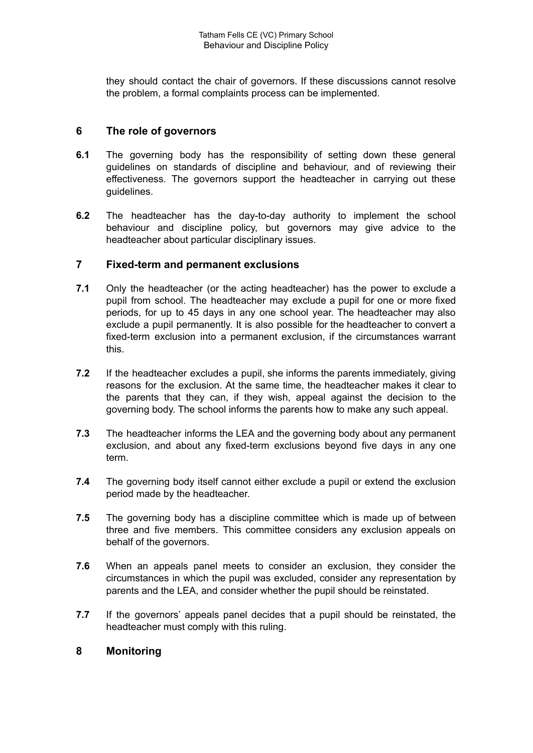they should contact the chair of governors. If these discussions cannot resolve the problem, a formal complaints process can be implemented.

## 6 The role of governors

**6.1** The governing body has the responsibility of setting down these general guidelines on standards of discipline and behaviour, and of reviewing their effectiveness. The governors support the headteacher in carrying out these guidelines.

**6.2** The headteacher has the day-to-day authority to implement the school behaviour and discipline policy, but governors may give advice to the headteacher about particular disciplinary issues.

## 7 Fixed-term and permanent exclusions

**7.1** Only the headteacher (or the acting headteacher) has the power to exclude a pupil from school. The headteacher may exclude a pupil for one or more fixed periods, for up to 45 days in any one school year. The headteacher may also exclude a pupil permanently. It is also possible for the headteacher to convert a fixed-term exclusion into a permanent exclusion, if the circumstances warrant this.

**7.2** If the headteacher excludes a pupil, she informs the parents immediately, giving reasons for the exclusion. At the same time, the headteacher makes it clear to the parents that they can, if they wish, appeal against the decision to the governing body. The school informs the parents how to make any such appeal.

**7.3** The headteacher informs the LEA and the governing body about any permanent exclusion, and about any fixed-term exclusions beyond five days in any one term.

**7.4** The governing body itself cannot either exclude a pupil or extend the exclusion period made by the headteacher.

**7.5** The governing body has a discipline committee which is made up of between three and five members. This committee considers any exclusion appeals on behalf of the governors.

**7.6** When an appeals panel meets to consider an exclusion, they consider the circumstances in which the pupil was excluded, consider any representation by parents and the LEA, and consider whether the pupil should be reinstated.

**7.7** If the governors' appeals panel decides that a pupil should be reinstated, the headteacher must comply with this ruling.

## 8 Monitoring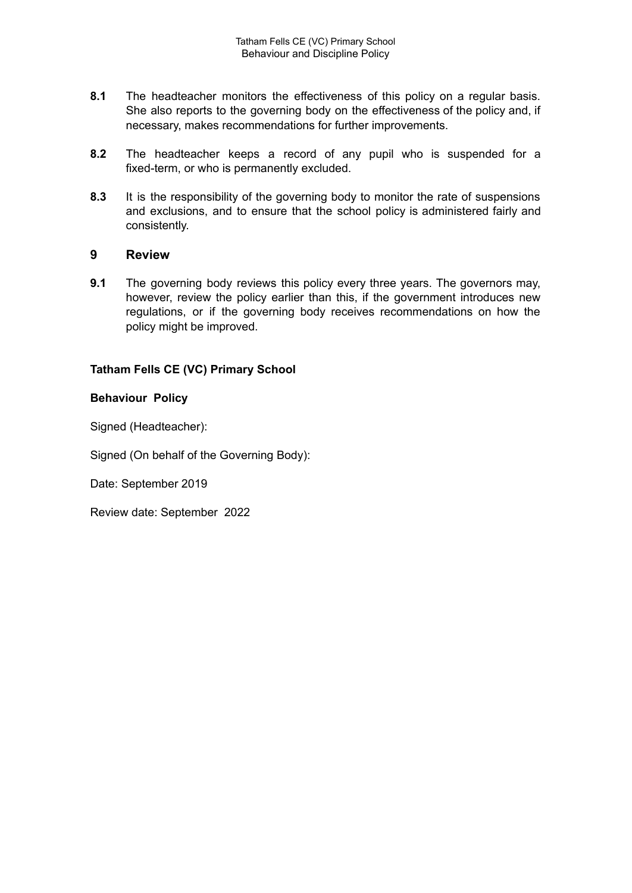**8.1** The headteacher monitors the effectiveness of this policy on a regular basis. She also reports to the governing body on the effectiveness of the policy and, if necessary, makes recommendations for further improvements.

**8.2** The headteacher keeps a record of any pupil who is suspended for a fixed-term, or who is permanently excluded.

**8.3** It is the responsibility of the governing body to monitor the rate of suspensions and exclusions, and to ensure that the school policy is administered fairly and consistently.

## 9 Review

**9.1** The governing body reviews this policy every three years. The governors may, however, review the policy earlier than this, if the government introduces new regulations, or if the governing body receives recommendations on how the policy might be improved.

**Tatham Fells CE (VC) Primary School**

**Behaviour Policy**

Signed (Headteacher):

Signed (On behalf of the Governing Body):

Date: September 2019

Review date: September 2022